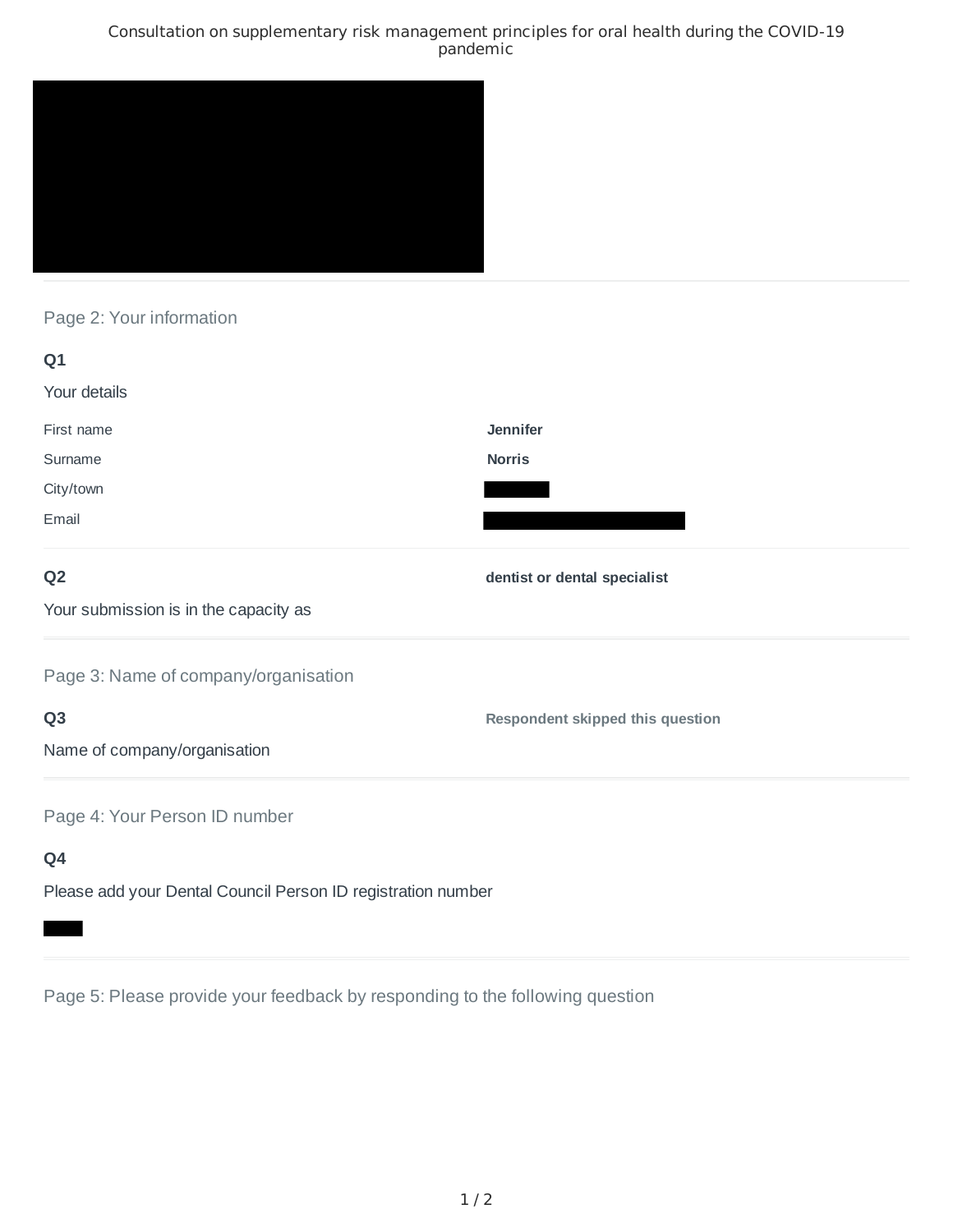# Consultation on supplementary risk management principles for oral health during the COVID-19 pandemic

## Page 2: Your information

### Q1

Your details

| | |
|---|---|
| First name | **Jennifer** |
| Surname | **Norris** |
| City/town | |
| Email | |

### Q2

Your submission is in the capacity as

**dentist or dental specialist**

## Page 3: Name of company/organisation

### Q3

Name of company/organisation

**Respondent skipped this question**

## Page 4: Your Person ID number

### Q4

Please add your Dental Council Person ID registration number

## Page 5: Please provide your feedback by responding to the following question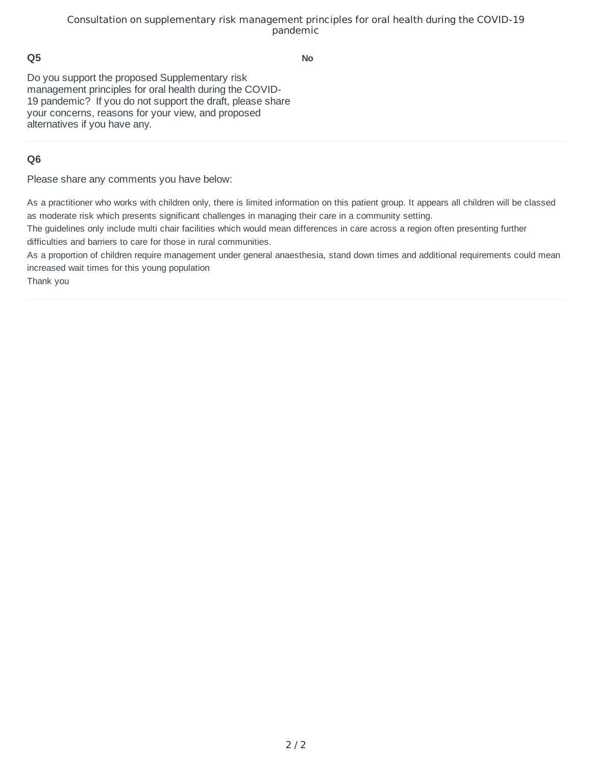### Q5

Do you support the proposed Supplementary risk management principles for oral health during the COVID-19 pandemic? If you do not support the draft, please share your concerns, reasons for your view, and proposed alternatives if you have any.

**No**

### Q6

Please share any comments you have below:

As a practitioner who works with children only, there is limited information on this patient group. It appears all children will be classed as moderate risk which presents significant challenges in managing their care in a community setting.
The guidelines only include multi chair facilities which would mean differences in care across a region often presenting further difficulties and barriers to care for those in rural communities.
As a proportion of children require management under general anaesthesia, stand down times and additional requirements could mean increased wait times for this young population
Thank you